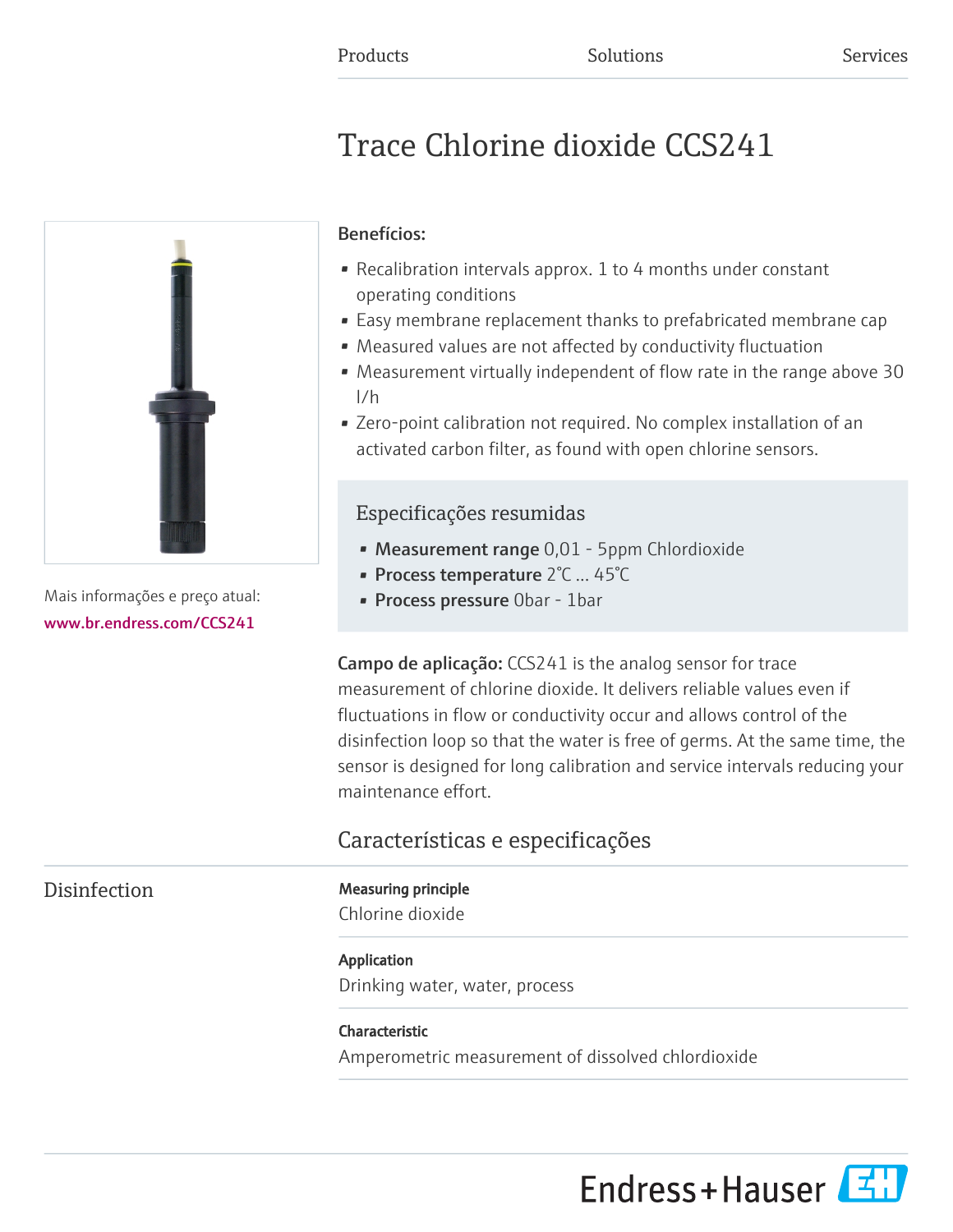Products Solutions Services

# Trace Chlorine dioxide CCS241

Mais informações e preço atual:
www.br.endress.com/CCS241

**Benefícios:**

- Recalibration intervals approx. 1 to 4 months under constant operating conditions
- Easy membrane replacement thanks to prefabricated membrane cap
- Measured values are not affected by conductivity fluctuation
- Measurement virtually independent of flow rate in the range above 30 l/h
- Zero-point calibration not required. No complex installation of an activated carbon filter, as found with open chlorine sensors.

## Especificações resumidas

- **Measurement range** 0,01 - 5ppm Chlordioxide
- **Process temperature** 2°C ... 45°C
- **Process pressure** 0bar - 1bar

**Campo de aplicação:** CCS241 is the analog sensor for trace measurement of chlorine dioxide. It delivers reliable values even if fluctuations in flow or conductivity occur and allows control of the disinfection loop so that the water is free of germs. At the same time, the sensor is designed for long calibration and service intervals reducing your maintenance effort.

## Características e especificações

### Disinfection

**Measuring principle**
Chlorine dioxide

**Application**
Drinking water, water, process

**Characteristic**
Amperometric measurement of dissolved chlordioxide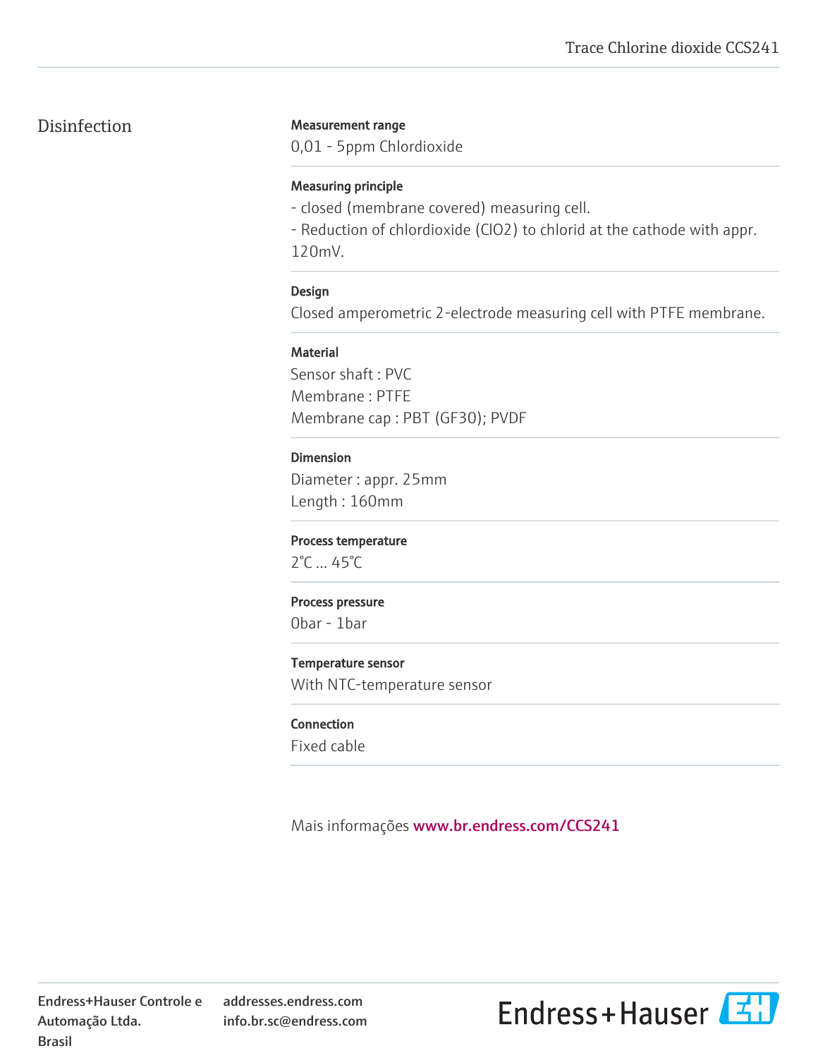## Disinfection

**Measurement range**

0,01 - 5ppm Chlordioxide

**Measuring principle**

- closed (membrane covered) measuring cell.
- Reduction of chlordioxide ($ClO_2$) to chlorid at the cathode with appr. 120mV.

**Design**

Closed amperometric 2-electrode measuring cell with PTFE membrane.

**Material**

Sensor shaft : PVC
Membrane : PTFE
Membrane cap : PBT (GF30); PVDF

**Dimension**

Diameter : appr. 25mm
Length : 160mm

**Process temperature**

2°C ... 45°C

**Process pressure**

0bar - 1bar

**Temperature sensor**

With NTC-temperature sensor

**Connection**

Fixed cable

Mais informações **www.br.endress.com/CCS241**

Endress+Hauser Controle e Automação Ltda.
Brasil

addresses.endress.com
info.br.sc@endress.com